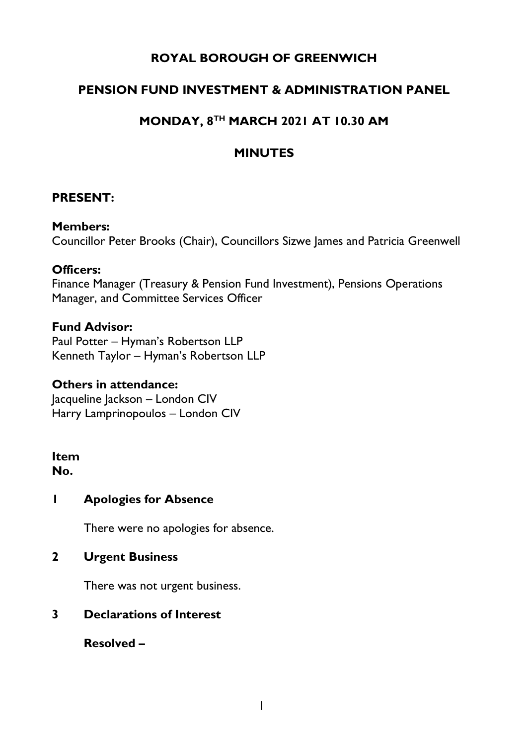# ROYAL BOROUGH OF GREENWICH

## PENSION FUND INVESTMENT & ADMINISTRATION PANEL

## MONDAY, 8TH MARCH 2021 AT 10.30 AM

## MINUTES

**PRESENT:**

**Members:**
Councillor Peter Brooks (Chair), Councillors Sizwe James and Patricia Greenwell

**Officers:**
Finance Manager (Treasury & Pension Fund Investment), Pensions Operations Manager, and Committee Services Officer

**Fund Advisor:**
Paul Potter – Hyman's Robertson LLP
Kenneth Taylor – Hyman's Robertson LLP

**Others in attendance:**
Jacqueline Jackson – London CIV
Harry Lamprinopoulos – London CIV

**Item No.**

**1 Apologies for Absence**

There were no apologies for absence.

**2 Urgent Business**

There was not urgent business.

**3 Declarations of Interest**

**Resolved –**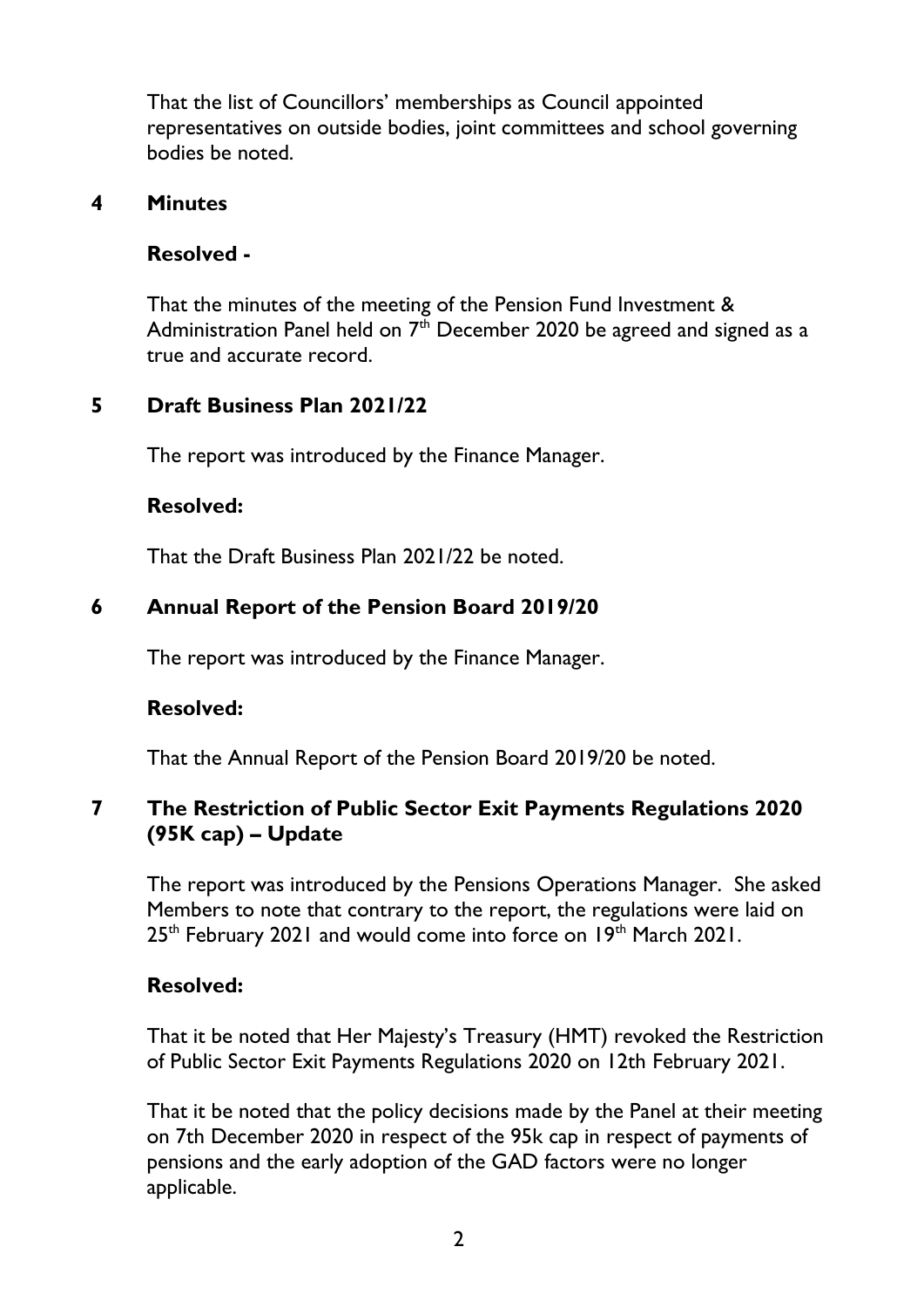That the list of Councillors' memberships as Council appointed representatives on outside bodies, joint committees and school governing bodies be noted.

## 4 Minutes

**Resolved -**

That the minutes of the meeting of the Pension Fund Investment & Administration Panel held on 7th December 2020 be agreed and signed as a true and accurate record.

## 5 Draft Business Plan 2021/22

The report was introduced by the Finance Manager.

**Resolved:**

That the Draft Business Plan 2021/22 be noted.

## 6 Annual Report of the Pension Board 2019/20

The report was introduced by the Finance Manager.

**Resolved:**

That the Annual Report of the Pension Board 2019/20 be noted.

## 7 The Restriction of Public Sector Exit Payments Regulations 2020 (95K cap) – Update

The report was introduced by the Pensions Operations Manager. She asked Members to note that contrary to the report, the regulations were laid on 25th February 2021 and would come into force on 19th March 2021.

**Resolved:**

That it be noted that Her Majesty's Treasury (HMT) revoked the Restriction of Public Sector Exit Payments Regulations 2020 on 12th February 2021.

That it be noted that the policy decisions made by the Panel at their meeting on 7th December 2020 in respect of the 95k cap in respect of payments of pensions and the early adoption of the GAD factors were no longer applicable.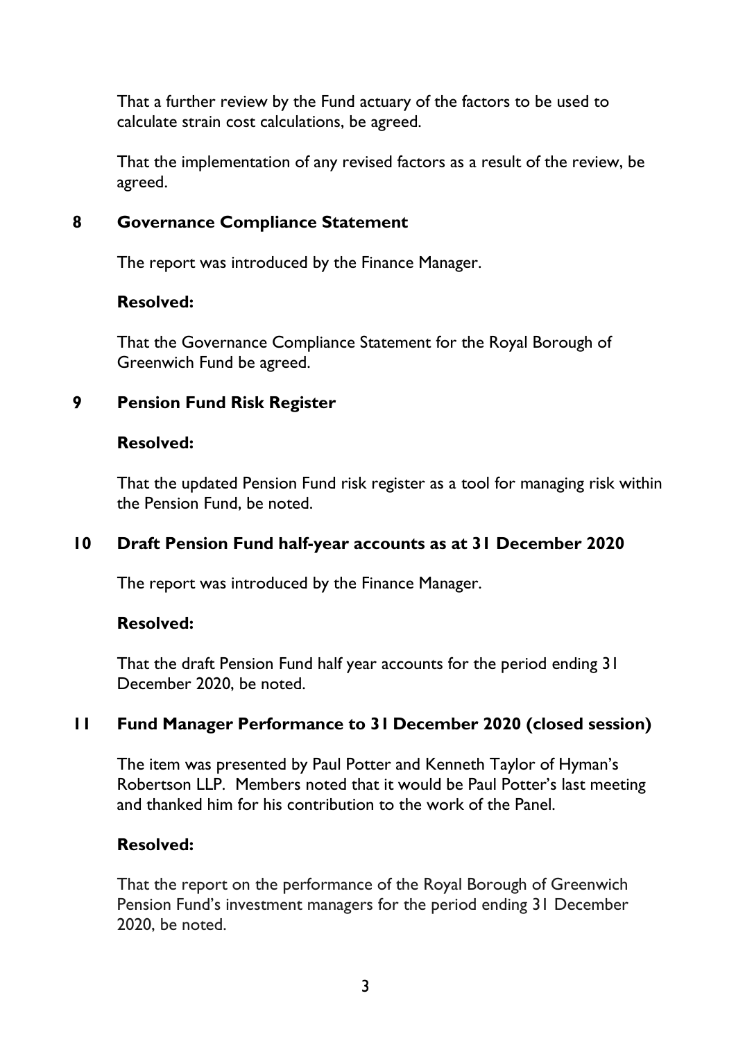That a further review by the Fund actuary of the factors to be used to calculate strain cost calculations, be agreed.

That the implementation of any revised factors as a result of the review, be agreed.

## 8 Governance Compliance Statement

The report was introduced by the Finance Manager.

**Resolved:**

That the Governance Compliance Statement for the Royal Borough of Greenwich Fund be agreed.

## 9 Pension Fund Risk Register

**Resolved:**

That the updated Pension Fund risk register as a tool for managing risk within the Pension Fund, be noted.

## 10 Draft Pension Fund half-year accounts as at 31 December 2020

The report was introduced by the Finance Manager.

**Resolved:**

That the draft Pension Fund half year accounts for the period ending 31 December 2020, be noted.

## 11 Fund Manager Performance to 31 December 2020 (closed session)

The item was presented by Paul Potter and Kenneth Taylor of Hyman's Robertson LLP. Members noted that it would be Paul Potter's last meeting and thanked him for his contribution to the work of the Panel.

**Resolved:**

That the report on the performance of the Royal Borough of Greenwich Pension Fund's investment managers for the period ending 31 December 2020, be noted.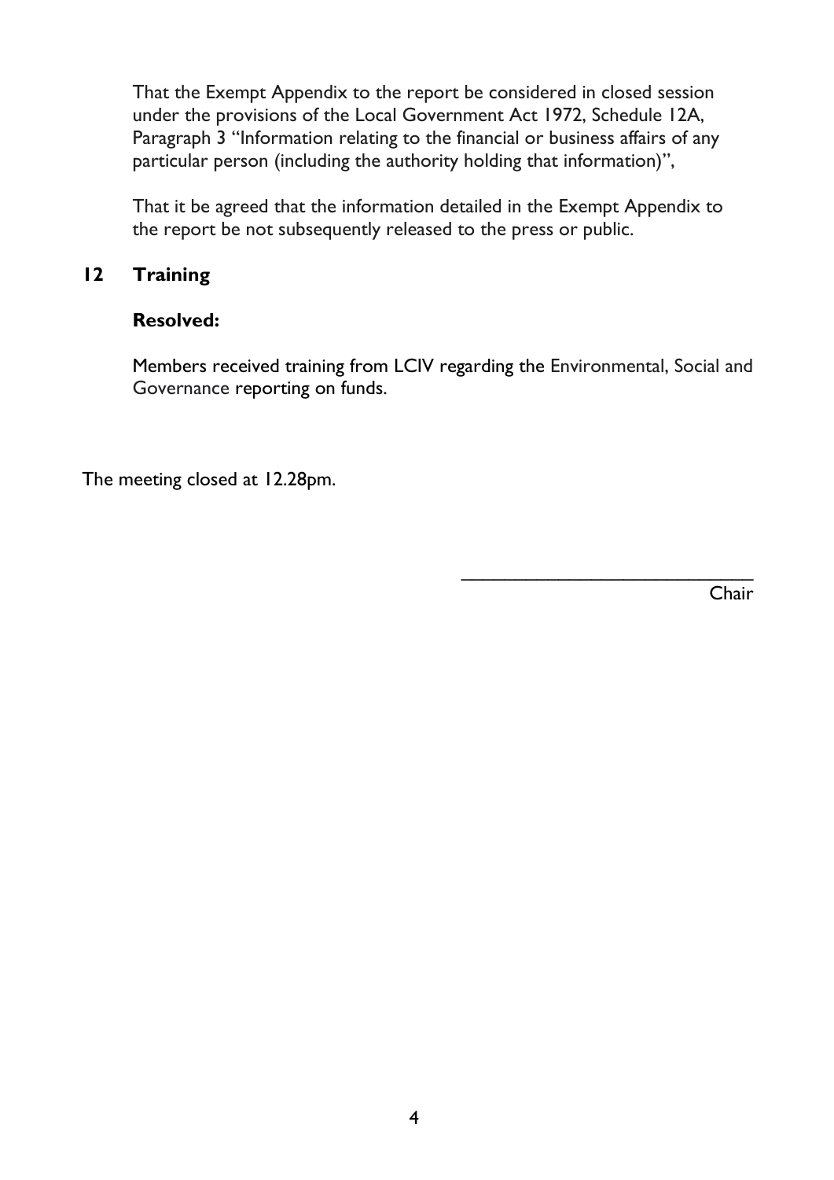That the Exempt Appendix to the report be considered in closed session under the provisions of the Local Government Act 1972, Schedule 12A, Paragraph 3 "Information relating to the financial or business affairs of any particular person (including the authority holding that information)",

That it be agreed that the information detailed in the Exempt Appendix to the report be not subsequently released to the press or public.

## 12 Training

**Resolved:**

Members received training from LCIV regarding the Environmental, Social and Governance reporting on funds.

The meeting closed at 12.28pm.

\_\_\_\_\_\_\_\_\_\_\_\_\_\_\_\_\_\_\_\_\_\_\_\_\_\_\_\_\_\_

Chair